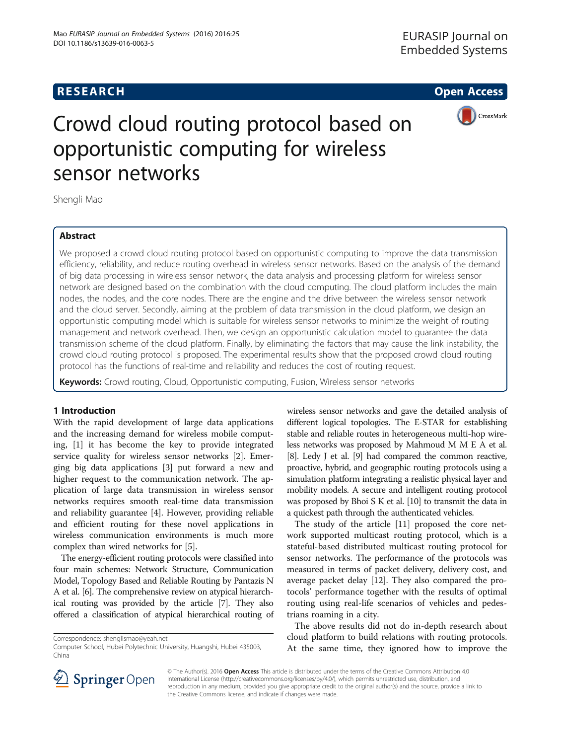**RESEARCH** **Open Access**

# Crowd cloud routing protocol based on opportunistic computing for wireless sensor networks

Shengli Mao

## Abstract

We proposed a crowd cloud routing protocol based on opportunistic computing to improve the data transmission efficiency, reliability, and reduce routing overhead in wireless sensor networks. Based on the analysis of the demand of big data processing in wireless sensor network, the data analysis and processing platform for wireless sensor network are designed based on the combination with the cloud computing. The cloud platform includes the main nodes, the nodes, and the core nodes. There are the engine and the drive between the wireless sensor network and the cloud server. Secondly, aiming at the problem of data transmission in the cloud platform, we design an opportunistic computing model which is suitable for wireless sensor networks to minimize the weight of routing management and network overhead. Then, we design an opportunistic calculation model to guarantee the data transmission scheme of the cloud platform. Finally, by eliminating the factors that may cause the link instability, the crowd cloud routing protocol is proposed. The experimental results show that the proposed crowd cloud routing protocol has the functions of real-time and reliability and reduces the cost of routing request.

**Keywords:** Crowd routing, Cloud, Opportunistic computing, Fusion, Wireless sensor networks

## 1 Introduction

With the rapid development of large data applications and the increasing demand for wireless mobile computing, [1] it has become the key to provide integrated service quality for wireless sensor networks [2]. Emerging big data applications [3] put forward a new and higher request to the communication network. The application of large data transmission in wireless sensor networks requires smooth real-time data transmission and reliability guarantee [4]. However, providing reliable and efficient routing for these novel applications in wireless communication environments is much more complex than wired networks for [5].

The energy-efficient routing protocols were classified into four main schemes: Network Structure, Communication Model, Topology Based and Reliable Routing by Pantazis N A et al. [6]. The comprehensive review on atypical hierarchical routing was provided by the article [7]. They also offered a classification of atypical hierarchical routing of wireless sensor networks and gave the detailed analysis of different logical topologies. The E-STAR for establishing stable and reliable routes in heterogeneous multi-hop wireless networks was proposed by Mahmoud M M E A et al. [8]. Ledy J et al. [9] had compared the common reactive, proactive, hybrid, and geographic routing protocols using a simulation platform integrating a realistic physical layer and mobility models. A secure and intelligent routing protocol was proposed by Bhoi S K et al. [10] to transmit the data in a quickest path through the authenticated vehicles.

The study of the article [11] proposed the core network supported multicast routing protocol, which is a stateful-based distributed multicast routing protocol for sensor networks. The performance of the protocols was measured in terms of packet delivery, delivery cost, and average packet delay [12]. They also compared the protocols' performance together with the results of optimal routing using real-life scenarios of vehicles and pedestrians roaming in a city.

The above results did not do in-depth research about cloud platform to build relations with routing protocols. At the same time, they ignored how to improve the

Correspondence: shenglismao@yeah.net
Computer School, Hubei Polytechnic University, Huangshi, Hubei 435003, China

© The Author(s). 2016 **Open Access** This article is distributed under the terms of the Creative Commons Attribution 4.0 International License (http://creativecommons.org/licenses/by/4.0/), which permits unrestricted use, distribution, and reproduction in any medium, provided you give appropriate credit to the original author(s) and the source, provide a link to the Creative Commons license, and indicate if changes were made.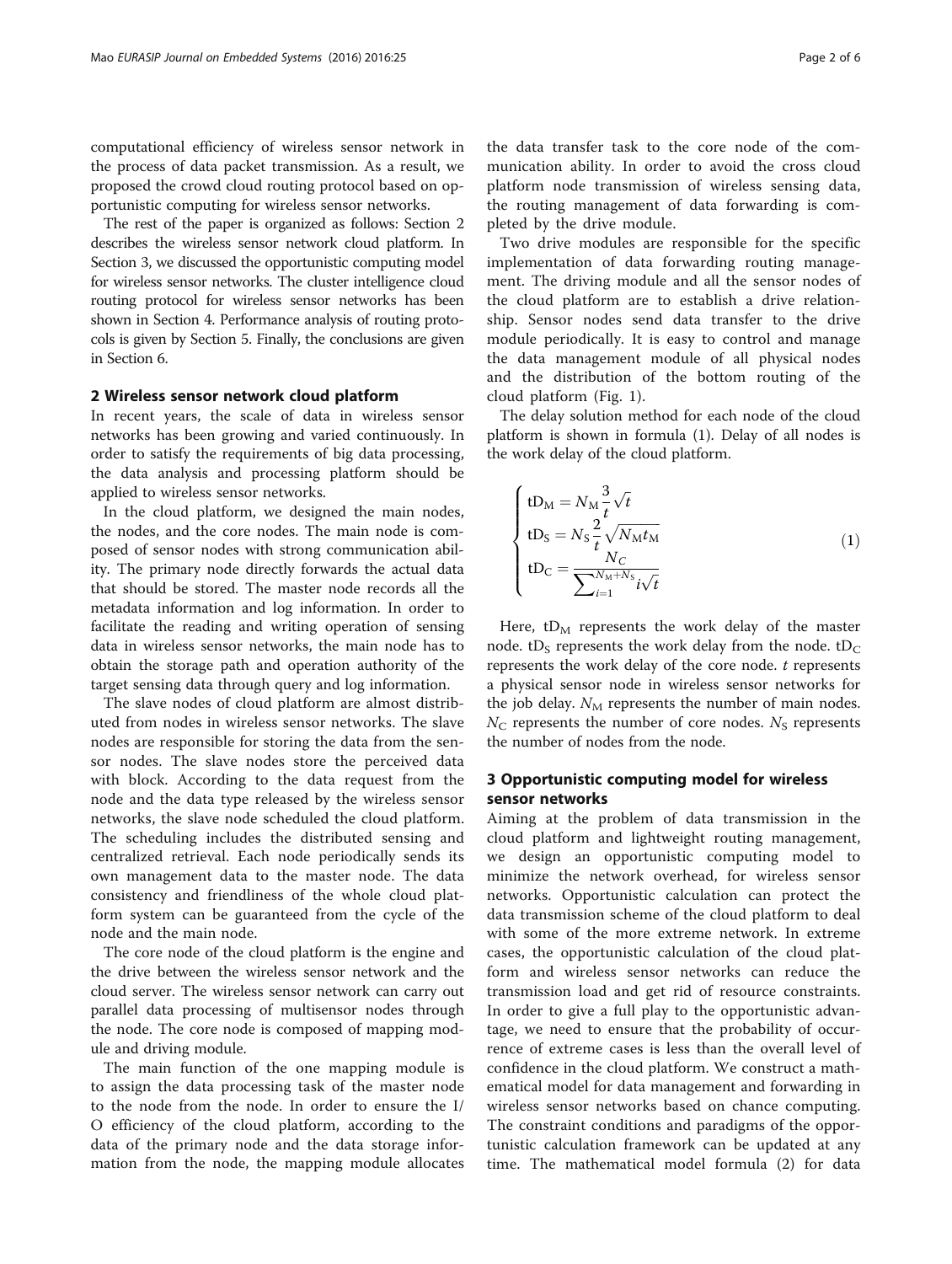computational efficiency of wireless sensor network in the process of data packet transmission. As a result, we proposed the crowd cloud routing protocol based on opportunistic computing for wireless sensor networks.

The rest of the paper is organized as follows: Section 2 describes the wireless sensor network cloud platform. In Section 3, we discussed the opportunistic computing model for wireless sensor networks. The cluster intelligence cloud routing protocol for wireless sensor networks has been shown in Section 4. Performance analysis of routing protocols is given by Section 5. Finally, the conclusions are given in Section 6.

## 2 Wireless sensor network cloud platform

In recent years, the scale of data in wireless sensor networks has been growing and varied continuously. In order to satisfy the requirements of big data processing, the data analysis and processing platform should be applied to wireless sensor networks.

In the cloud platform, we designed the main nodes, the nodes, and the core nodes. The main node is composed of sensor nodes with strong communication ability. The primary node directly forwards the actual data that should be stored. The master node records all the metadata information and log information. In order to facilitate the reading and writing operation of sensing data in wireless sensor networks, the main node has to obtain the storage path and operation authority of the target sensing data through query and log information.

The slave nodes of cloud platform are almost distributed from nodes in wireless sensor networks. The slave nodes are responsible for storing the data from the sensor nodes. The slave nodes store the perceived data with block. According to the data request from the node and the data type released by the wireless sensor networks, the slave node scheduled the cloud platform. The scheduling includes the distributed sensing and centralized retrieval. Each node periodically sends its own management data to the master node. The data consistency and friendliness of the whole cloud platform system can be guaranteed from the cycle of the node and the main node.

The core node of the cloud platform is the engine and the drive between the wireless sensor network and the cloud server. The wireless sensor network can carry out parallel data processing of multisensor nodes through the node. The core node is composed of mapping module and driving module.

The main function of the one mapping module is to assign the data processing task of the master node to the node from the node. In order to ensure the I/O efficiency of the cloud platform, according to the data of the primary node and the data storage information from the node, the mapping module allocates the data transfer task to the core node of the communication ability. In order to avoid the cross cloud platform node transmission of wireless sensing data, the routing management of data forwarding is completed by the drive module.

Two drive modules are responsible for the specific implementation of data forwarding routing management. The driving module and all the sensor nodes of the cloud platform are to establish a drive relationship. Sensor nodes send data transfer to the drive module periodically. It is easy to control and manage the data management module of all physical nodes and the distribution of the bottom routing of the cloud platform (Fig. 1).

The delay solution method for each node of the cloud platform is shown in formula (1). Delay of all nodes is the work delay of the cloud platform.

$$
\begin{cases}
\mathrm{tD_M} = N_\mathrm{M}\dfrac{3}{t}\sqrt{t} \\
\mathrm{tD_S} = N_\mathrm{S}\dfrac{2}{t}\sqrt{N_\mathrm{M}t_\mathrm{M}} \\
\mathrm{tD_C} = \dfrac{N_C}{\sum_{i=1}^{N_\mathrm{M}+N_\mathrm{S}} i\sqrt{t}}
\end{cases}
\tag{1}
$$

Here, $\mathrm{tD_M}$ represents the work delay of the master node. $\mathrm{tD_S}$ represents the work delay from the node. $\mathrm{tD_C}$ represents the work delay of the core node. $t$ represents a physical sensor node in wireless sensor networks for the job delay. $N_\mathrm{M}$ represents the number of main nodes. $N_\mathrm{C}$ represents the number of core nodes. $N_\mathrm{S}$ represents the number of nodes from the node.

## 3 Opportunistic computing model for wireless sensor networks

Aiming at the problem of data transmission in the cloud platform and lightweight routing management, we design an opportunistic computing model to minimize the network overhead, for wireless sensor networks. Opportunistic calculation can protect the data transmission scheme of the cloud platform to deal with some of the more extreme network. In extreme cases, the opportunistic calculation of the cloud platform and wireless sensor networks can reduce the transmission load and get rid of resource constraints. In order to give a full play to the opportunistic advantage, we need to ensure that the probability of occurrence of extreme cases is less than the overall level of confidence in the cloud platform. We construct a mathematical model for data management and forwarding in wireless sensor networks based on chance computing. The constraint conditions and paradigms of the opportunistic calculation framework can be updated at any time. The mathematical model formula (2) for data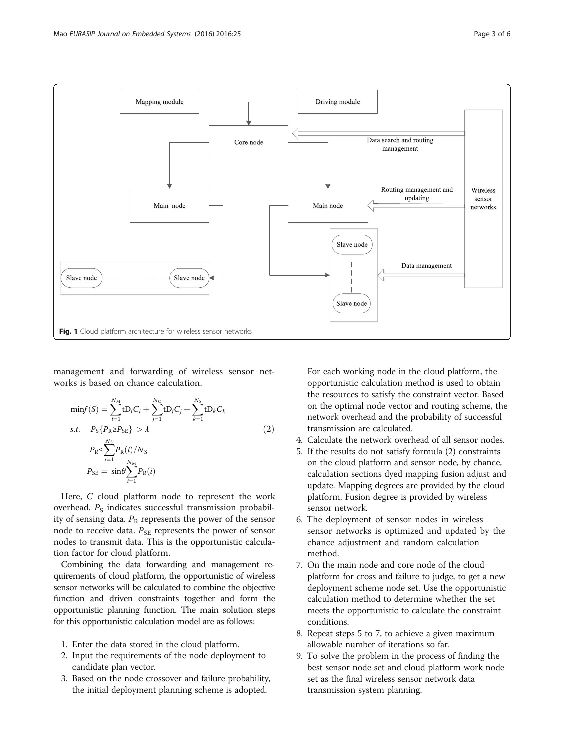Fig. 1 Cloud platform architecture for wireless sensor networks

management and forwarding of wireless sensor networks is based on chance calculation.

$$
\begin{aligned}
&\min f(S) = \sum_{i=1}^{N_M} tD_i C_i + \sum_{j=1}^{N_C} tD_j C_j + \sum_{k=1}^{N_S} tD_k C_k \\
&s.t. \quad P_S\{P_R \geq P_{SE}\} > \lambda \\
&\quad P_R \leq \sum_{i=1}^{N_S} P_R(i)/N_S \\
&\quad P_{SE} = \sin\theta \sum_{i=1}^{N_M} P_R(i)
\end{aligned}
\tag{2}
$$

Here, $C$ cloud platform node to represent the work overhead. $P_S$ indicates successful transmission probability of sensing data. $P_R$ represents the power of the sensor node to receive data. $P_{SE}$ represents the power of sensor nodes to transmit data. This is the opportunistic calculation factor for cloud platform.

Combining the data forwarding and management requirements of cloud platform, the opportunistic of wireless sensor networks will be calculated to combine the objective function and driven constraints together and form the opportunistic planning function. The main solution steps for this opportunistic calculation model are as follows:

1. Enter the data stored in the cloud platform.
2. Input the requirements of the node deployment to candidate plan vector.
3. Based on the node crossover and failure probability, the initial deployment planning scheme is adopted. For each working node in the cloud platform, the opportunistic calculation method is used to obtain the resources to satisfy the constraint vector. Based on the optimal node vector and routing scheme, the network overhead and the probability of successful transmission are calculated.
4. Calculate the network overhead of all sensor nodes.
5. If the results do not satisfy formula (2) constraints on the cloud platform and sensor node, by chance, calculation sections dyed mapping fusion adjust and update. Mapping degrees are provided by the cloud platform. Fusion degree is provided by wireless sensor network.
6. The deployment of sensor nodes in wireless sensor networks is optimized and updated by the chance adjustment and random calculation method.
7. On the main node and core node of the cloud platform for cross and failure to judge, to get a new deployment scheme node set. Use the opportunistic calculation method to determine whether the set meets the opportunistic to calculate the constraint conditions.
8. Repeat steps 5 to 7, to achieve a given maximum allowable number of iterations so far.
9. To solve the problem in the process of finding the best sensor node set and cloud platform work node set as the final wireless sensor network data transmission system planning.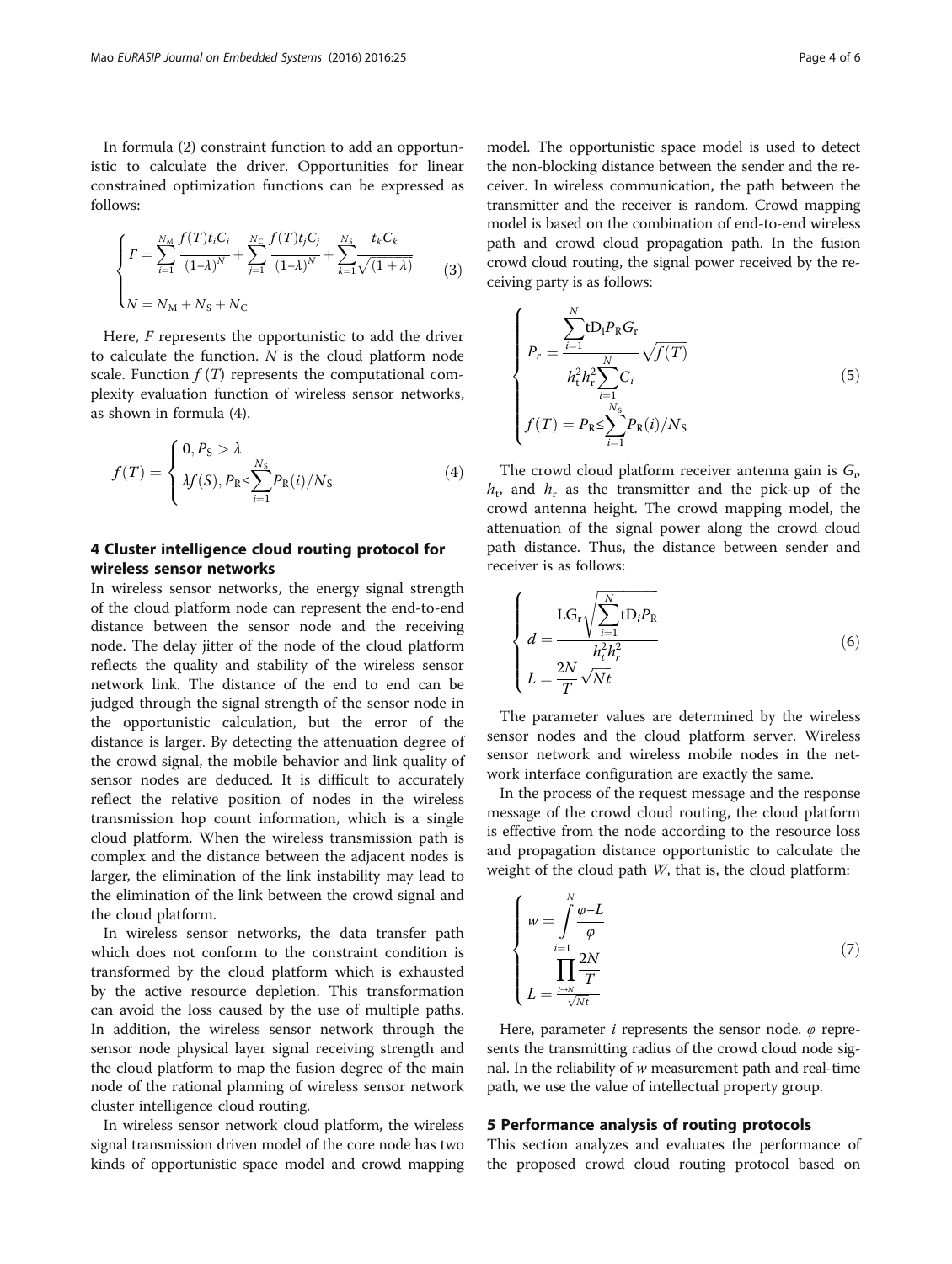In formula (2) constraint function to add an opportunistic to calculate the driver. Opportunities for linear constrained optimization functions can be expressed as follows:

$$
\begin{cases}
F = \sum_{i=1}^{N_{\mathrm{M}}} \frac{f(T) t_i C_i}{(1-\lambda)^N} + \sum_{j=1}^{N_{\mathrm{C}}} \frac{f(T) t_j C_j}{(1-\lambda)^N} + \sum_{k=1}^{N_{\mathrm{S}}} \frac{t_k C_k}{\sqrt{(1+\lambda)}} \\
N = N_{\mathrm{M}} + N_{\mathrm{S}} + N_{\mathrm{C}}
\end{cases}
\tag{3}
$$

Here, $F$ represents the opportunistic to add the driver to calculate the function. $N$ is the cloud platform node scale. Function $f(T)$ represents the computational complexity evaluation function of wireless sensor networks, as shown in formula (4).

$$
f(T) = \begin{cases}
0, P_{\mathrm{S}} > \lambda \\
\lambda f(S), P_{\mathrm{R}} \leq \sum_{i=1}^{N_{\mathrm{S}}} P_{\mathrm{R}}(i) / N_{\mathrm{S}}
\end{cases}
\tag{4}
$$

## 4 Cluster intelligence cloud routing protocol for wireless sensor networks

In wireless sensor networks, the energy signal strength of the cloud platform node can represent the end-to-end distance between the sensor node and the receiving node. The delay jitter of the node of the cloud platform reflects the quality and stability of the wireless sensor network link. The distance of the end to end can be judged through the signal strength of the sensor node in the opportunistic calculation, but the error of the distance is larger. By detecting the attenuation degree of the crowd signal, the mobile behavior and link quality of sensor nodes are deduced. It is difficult to accurately reflect the relative position of nodes in the wireless transmission hop count information, which is a single cloud platform. When the wireless transmission path is complex and the distance between the adjacent nodes is larger, the elimination of the link instability may lead to the elimination of the link between the crowd signal and the cloud platform.

In wireless sensor networks, the data transfer path which does not conform to the constraint condition is transformed by the cloud platform which is exhausted by the active resource depletion. This transformation can avoid the loss caused by the use of multiple paths. In addition, the wireless sensor network through the sensor node physical layer signal receiving strength and the cloud platform to map the fusion degree of the main node of the rational planning of wireless sensor network cluster intelligence cloud routing.

In wireless sensor network cloud platform, the wireless signal transmission driven model of the core node has two kinds of opportunistic space model and crowd mapping model. The opportunistic space model is used to detect the non-blocking distance between the sender and the receiver. In wireless communication, the path between the transmitter and the receiver is random. Crowd mapping model is based on the combination of end-to-end wireless path and crowd cloud propagation path. In the fusion crowd cloud routing, the signal power received by the receiving party is as follows:

$$
\begin{cases}
P_r = \dfrac{\sum_{i=1}^{N} \mathrm{tD_i} P_{\mathrm{R}} G_{\mathrm{r}}}{h_{\mathrm{t}}^2 h_{\mathrm{r}}^2 \sum_{i=1}^{N} C_i} \sqrt{f(T)} \\
f(T) = P_{\mathrm{R}} \leq \sum_{i=1}^{N_{\mathrm{S}}} P_{\mathrm{R}}(i) / N_{\mathrm{S}}
\end{cases}
\tag{5}
$$

The crowd cloud platform receiver antenna gain is $G_r$, $h_t$, and $h_r$ as the transmitter and the pick-up of the crowd antenna height. The crowd mapping model, the attenuation of the signal power along the crowd cloud path distance. Thus, the distance between sender and receiver is as follows:

$$
\begin{cases}
d = \dfrac{\mathrm{LG_r} \sqrt{\sum_{i=1}^{N} \mathrm{tD}_i P_{\mathrm{R}}}}{h_t^2 h_r^2} \\
L = \dfrac{2N}{T} \sqrt{Nt}
\end{cases}
\tag{6}
$$

The parameter values are determined by the wireless sensor nodes and the cloud platform server. Wireless sensor network and wireless mobile nodes in the network interface configuration are exactly the same.

In the process of the request message and the response message of the crowd cloud routing, the cloud platform is effective from the node according to the resource loss and propagation distance opportunistic to calculate the weight of the cloud path $W$, that is, the cloud platform:

$$
\begin{cases}
w = \int_{i=1}^{N} \dfrac{\varphi - L}{\varphi} \\
L = \dfrac{\prod_{i \to N} \frac{2N}{T}}{\sqrt{Nt}}
\end{cases}
\tag{7}
$$

Here, parameter $i$ represents the sensor node. $\varphi$ represents the transmitting radius of the crowd cloud node signal. In the reliability of $w$ measurement path and real-time path, we use the value of intellectual property group.

## 5 Performance analysis of routing protocols

This section analyzes and evaluates the performance of the proposed crowd cloud routing protocol based on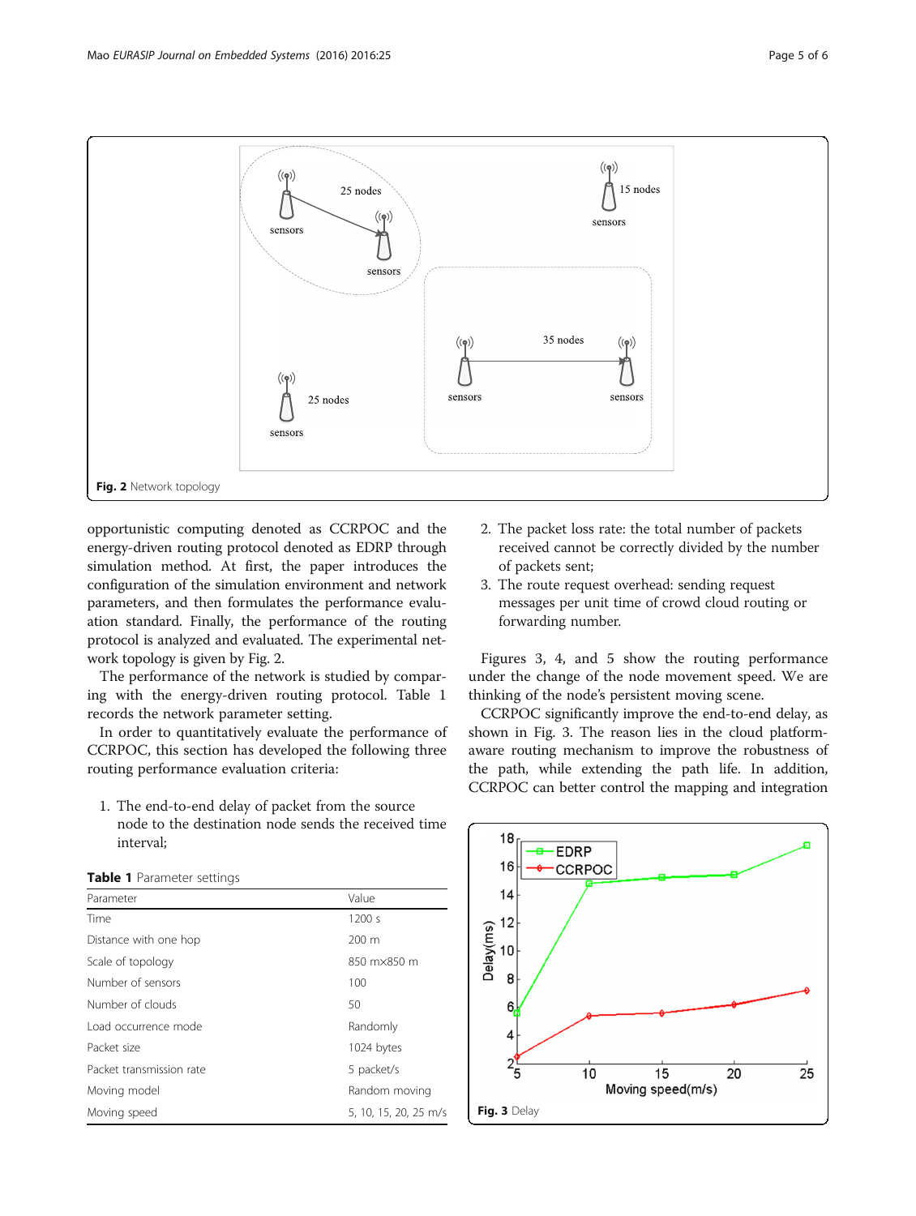Fig. 2 Network topology

opportunistic computing denoted as CCRPOC and the energy-driven routing protocol denoted as EDRP through simulation method. At first, the paper introduces the configuration of the simulation environment and network parameters, and then formulates the performance evaluation standard. Finally, the performance of the routing protocol is analyzed and evaluated. The experimental network topology is given by Fig. 2.

The performance of the network is studied by comparing with the energy-driven routing protocol. Table 1 records the network parameter setting.

In order to quantitatively evaluate the performance of CCRPOC, this section has developed the following three routing performance evaluation criteria:

1. The end-to-end delay of packet from the source node to the destination node sends the received time interval;

**Table 1** Parameter settings

| Parameter | Value |
|---|---|
| Time | 1200 s |
| Distance with one hop | 200 m |
| Scale of topology | 850 m×850 m |
| Number of sensors | 100 |
| Number of clouds | 50 |
| Load occurrence mode | Randomly |
| Packet size | 1024 bytes |
| Packet transmission rate | 5 packet/s |
| Moving model | Random moving |
| Moving speed | 5, 10, 15, 20, 25 m/s |

2. The packet loss rate: the total number of packets received cannot be correctly divided by the number of packets sent;
3. The route request overhead: sending request messages per unit time of crowd cloud routing or forwarding number.

Figures 3, 4, and 5 show the routing performance under the change of the node movement speed. We are thinking of the node's persistent moving scene.

CCRPOC significantly improve the end-to-end delay, as shown in Fig. 3. The reason lies in the cloud platform-aware routing mechanism to improve the robustness of the path, while extending the path life. In addition, CCRPOC can better control the mapping and integration

Fig. 3 Delay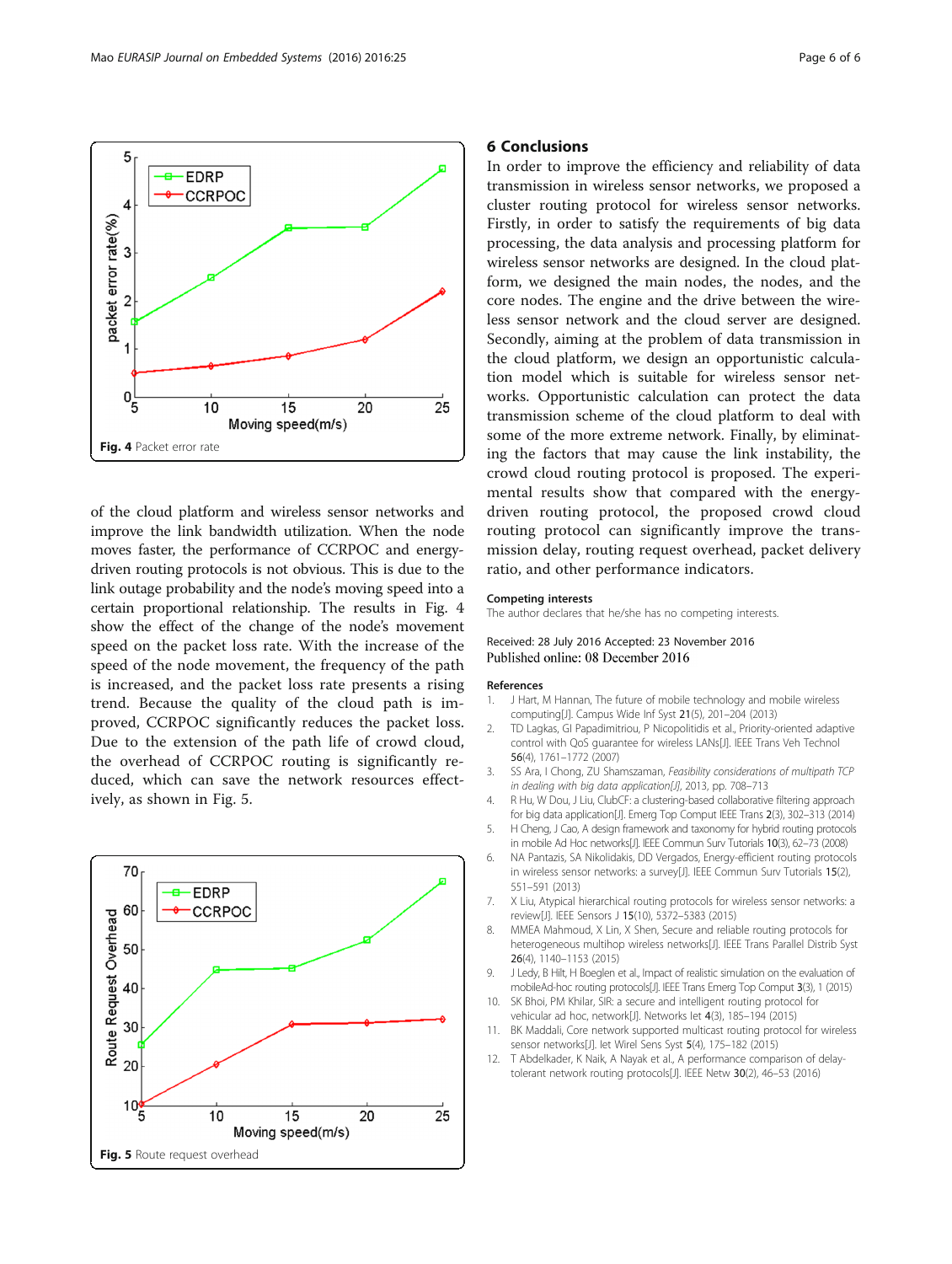5
4
3
2
1
0
packet error rate(%)
EDRP
CCRPOC
5 10 15 20 25
Moving speed(m/s)

**Fig. 4** Packet error rate

of the cloud platform and wireless sensor networks and improve the link bandwidth utilization. When the node moves faster, the performance of CCRPOC and energy-driven routing protocols is not obvious. This is due to the link outage probability and the node's moving speed into a certain proportional relationship. The results in Fig. 4 show the effect of the change of the node's movement speed on the packet loss rate. With the increase of the speed of the node movement, the frequency of the path is increased, and the packet loss rate presents a rising trend. Because the quality of the cloud path is improved, CCRPOC significantly reduces the packet loss. Due to the extension of the path life of crowd cloud, the overhead of CCRPOC routing is significantly reduced, which can save the network resources effectively, as shown in Fig. 5.

70
60
50
40
30
20
10
Route Request Overhead
EDRP
CCRPOC
5 10 15 20 25
Moving speed(m/s)

**Fig. 5** Route request overhead

## 6 Conclusions

In order to improve the efficiency and reliability of data transmission in wireless sensor networks, we proposed a cluster routing protocol for wireless sensor networks. Firstly, in order to satisfy the requirements of big data processing, the data analysis and processing platform for wireless sensor networks are designed. In the cloud platform, we designed the main nodes, the nodes, and the core nodes. The engine and the drive between the wireless sensor network and the cloud server are designed. Secondly, aiming at the problem of data transmission in the cloud platform, we design an opportunistic calculation model which is suitable for wireless sensor networks. Opportunistic calculation can protect the data transmission scheme of the cloud platform to deal with some of the more extreme network. Finally, by eliminating the factors that may cause the link instability, the crowd cloud routing protocol is proposed. The experimental results show that compared with the energy-driven routing protocol, the proposed crowd cloud routing protocol can significantly improve the transmission delay, routing request overhead, packet delivery ratio, and other performance indicators.

### Competing interests

The author declares that he/she has no competing interests.

Received: 28 July 2016 Accepted: 23 November 2016
Published online: 08 December 2016

### References

1. J Hart, M Hannan, The future of mobile technology and mobile wireless computing[J]. Campus Wide Inf Syst **21**(5), 201–204 (2013)
2. TD Lagkas, GI Papadimitriou, P Nicopolitidis et al., Priority-oriented adaptive control with QoS guarantee for wireless LANs[J]. IEEE Trans Veh Technol **56**(4), 1761–1772 (2007)
3. SS Ara, I Chong, ZU Shamszaman, *Feasibility considerations of multipath TCP in dealing with big data application[J]*, 2013, pp. 708–713
4. R Hu, W Dou, J Liu, ClubCF: a clustering-based collaborative filtering approach for big data application[J]. Emerg Top Comput IEEE Trans **2**(3), 302–313 (2014)
5. H Cheng, J Cao, A design framework and taxonomy for hybrid routing protocols in mobile Ad Hoc networks[J]. IEEE Commun Surv Tutorials **10**(3), 62–73 (2008)
6. NA Pantazis, SA Nikolidakis, DD Vergados, Energy-efficient routing protocols in wireless sensor networks: a survey[J]. IEEE Commun Surv Tutorials **15**(2), 551–591 (2013)
7. X Liu, Atypical hierarchical routing protocols for wireless sensor networks: a review[J]. IEEE Sensors J **15**(10), 5372–5383 (2015)
8. MMEA Mahmoud, X Lin, X Shen, Secure and reliable routing protocols for heterogeneous multihop wireless networks[J]. IEEE Trans Parallel Distrib Syst **26**(4), 1140–1153 (2015)
9. J Ledy, B Hilt, H Boeglen et al., Impact of realistic simulation on the evaluation of mobileAd-hoc routing protocols[J]. IEEE Trans Emerg Top Comput **3**(3), 1 (2015)
10. SK Bhoi, PM Khilar, SIR: a secure and intelligent routing protocol for vehicular ad hoc, network[J]. Networks Iet **4**(3), 185–194 (2015)
11. BK Maddali, Core network supported multicast routing protocol for wireless sensor networks[J]. Iet Wirel Sens Syst **5**(4), 175–182 (2015)
12. T Abdelkader, K Naik, A Nayak et al., A performance comparison of delay-tolerant network routing protocols[J]. IEEE Netw **30**(2), 46–53 (2016)